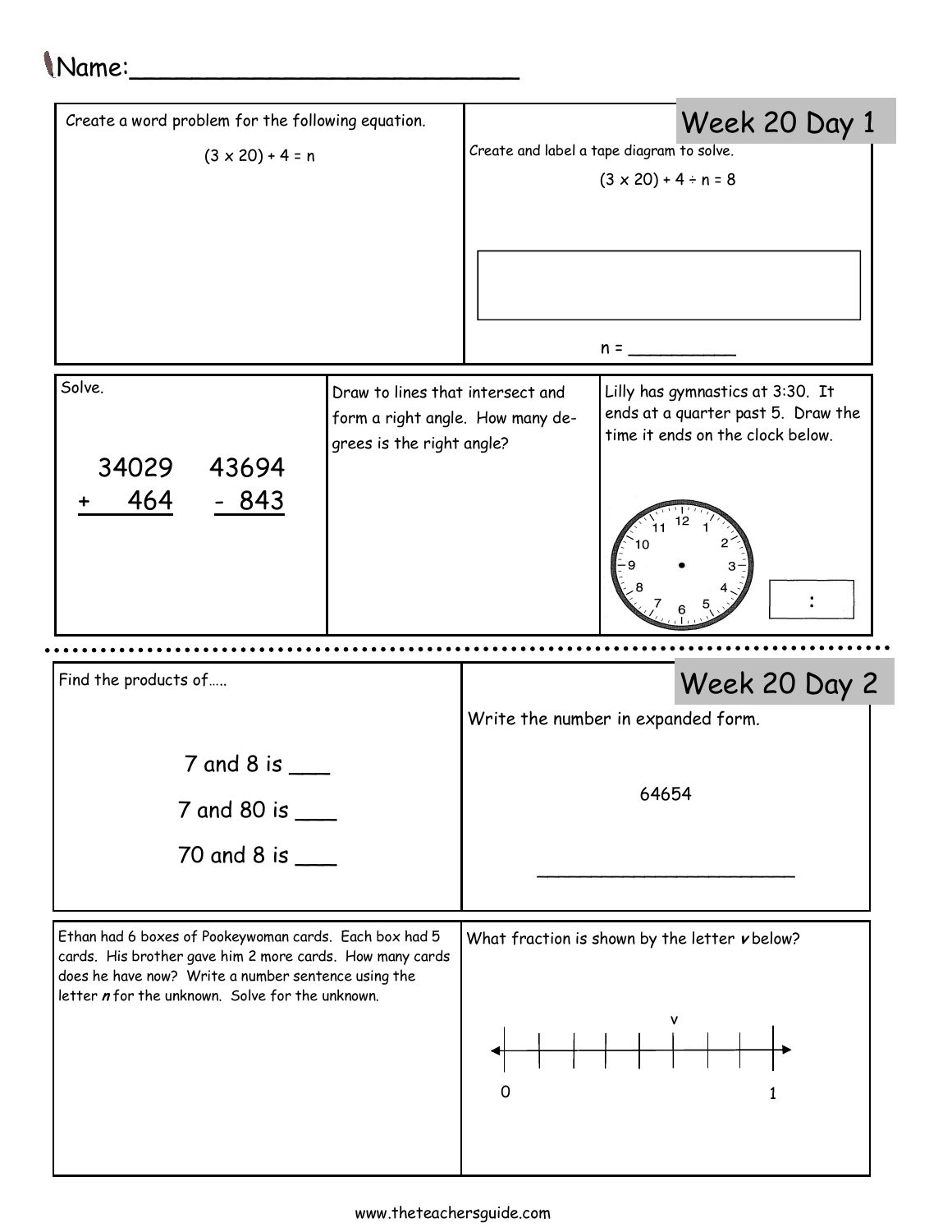Name:___________________________

## Week 20 Day 1

Create a word problem for the following equation.

$(3 \times 20) + 4 = n$

Create and label a tape diagram to solve.

$(3 \times 20) + 4 \div n = 8$

n = __________

Solve.

```
  34029      43694
+   464    -   843
```

Draw to lines that intersect and form a right angle. How many degrees is the right angle?

Lilly has gymnastics at 3:30. It ends at a quarter past 5. Draw the time it ends on the clock below.

:

## Week 20 Day 2

Find the products of…..

7 and 8 is ___

7 and 80 is ___

70 and 8 is ___

Write the number in expanded form.

64654

________________________

Ethan had 6 boxes of Pookeywoman cards. Each box had 5 cards. His brother gave him 2 more cards. How many cards does he have now? Write a number sentence using the letter ***n*** for the unknown. Solve for the unknown.

What fraction is shown by the letter ***v*** below?

0 — v — 1

www.theteachersguide.com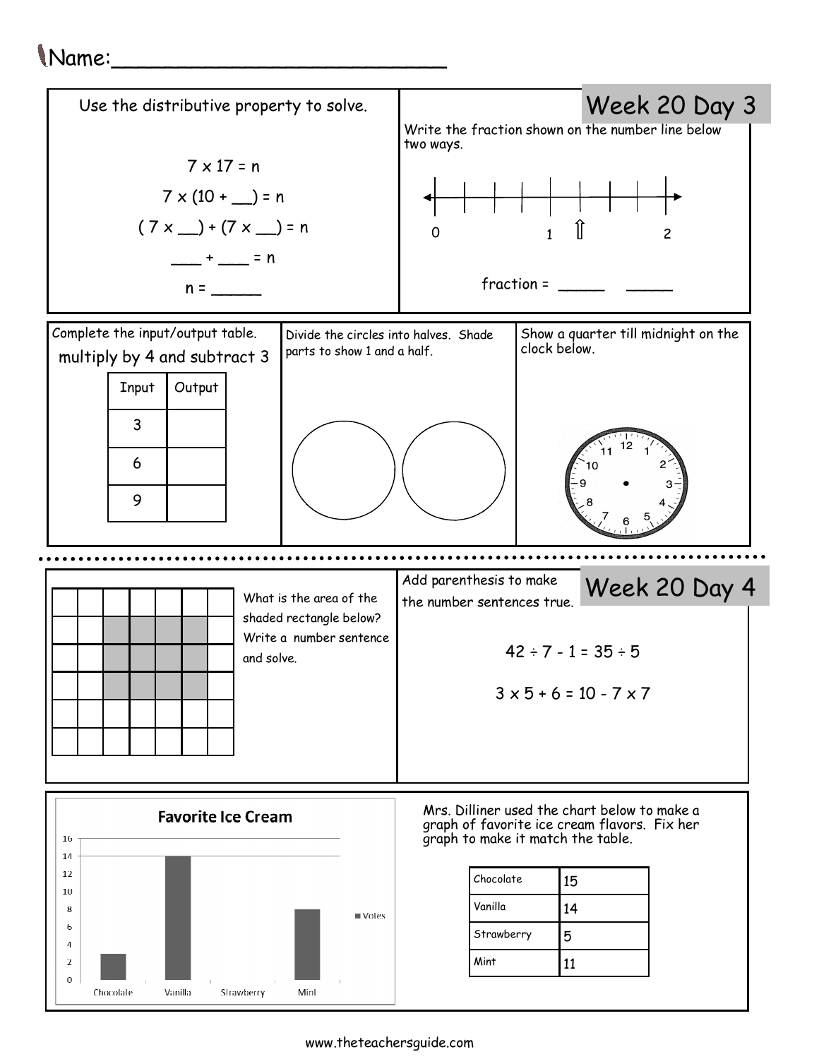Name:_________________________

## Week 20 Day 3

Use the distributive property to solve.

$7 \times 17 = n$

$7 \times (10 + \_\_) = n$

$(7 \times \_\_) + (7 \times \_\_) = n$

$\_\_\_ + \_\_\_ = n$

$n = \_\_\_\_\_$

Write the fraction shown on the number line below two ways.

0 1 2

fraction = _____ _____

Complete the input/output table.

multiply by 4 and subtract 3

| Input | Output |
|---|---|
| 3 | |
| 6 | |
| 9 | |

Divide the circles into halves. Shade parts to show 1 and a half.

Show a quarter till midnight on the clock below.

## Week 20 Day 4

What is the area of the shaded rectangle below? Write a number sentence and solve.

Add parenthesis to make the number sentences true.

$42 \div 7 - 1 = 35 \div 5$

$3 \times 5 + 6 = 10 - 7 \times 7$

Mrs. Dilliner used the chart below to make a graph of favorite ice cream flavors. Fix her graph to make it match the table.

| Chocolate | 15 |
|---|---|
| Vanilla | 14 |
| Strawberry | 5 |
| Mint | 11 |

**Favorite Ice Cream**

| | Votes |
|---|---|
| Chocolate | 3 |
| Vanilla | 14 |
| Strawberry | 0 |
| Mint | 8 |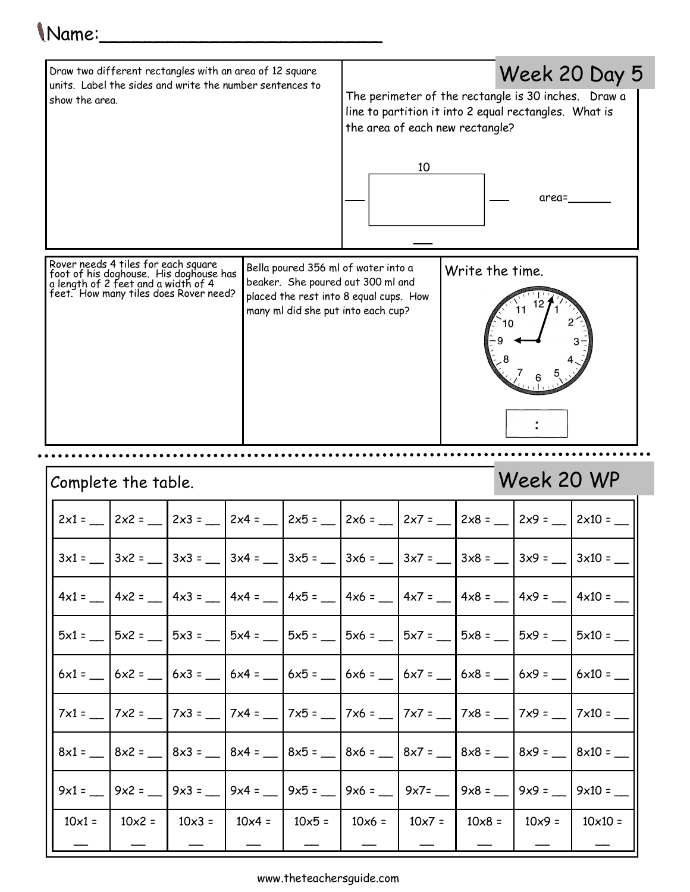Name:___________________________

## Week 20 Day 5

Draw two different rectangles with an area of 12 square units. Label the sides and write the number sentences to show the area.

The perimeter of the rectangle is 30 inches. Draw a line to partition it into 2 equal rectangles. What is the area of each new rectangle?

10

___ ___ area=______

___

Rover needs 4 tiles for each square foot of his doghouse. His doghouse has a length of 2 feet and a width of 4 feet. How many tiles does Rover need?

Bella poured 356 ml of water into a beaker. She poured out 300 ml and placed the rest into 8 equal cups. How many ml did she put into each cup?

Write the time.

12
1
2
3
4
5
6
7
8
9
10
11

:

## Week 20 WP

Complete the table.

| | | | | | | | | | |
|---|---|---|---|---|---|---|---|---|---|
| 2x1 = __ | 2x2 = __ | 2x3 = __ | 2x4 = __ | 2x5 = __ | 2x6 = __ | 2x7 = __ | 2x8 = __ | 2x9 = __ | 2x10 = __ |
| 3x1 = __ | 3x2 = __ | 3x3 = __ | 3x4 = __ | 3x5 = __ | 3x6 = __ | 3x7 = __ | 3x8 = __ | 3x9 = __ | 3x10 = __ |
| 4x1 = __ | 4x2 = __ | 4x3 = __ | 4x4 = __ | 4x5 = __ | 4x6 = __ | 4x7 = __ | 4x8 = __ | 4x9 = __ | 4x10 = __ |
| 5x1 = __ | 5x2 = __ | 5x3 = __ | 5x4 = __ | 5x5 = __ | 5x6 = __ | 5x7 = __ | 5x8 = __ | 5x9 = __ | 5x10 = __ |
| 6x1 = __ | 6x2 = __ | 6x3 = __ | 6x4 = __ | 6x5 = __ | 6x6 = __ | 6x7 = __ | 6x8 = __ | 6x9 = __ | 6x10 = __ |
| 7x1 = __ | 7x2 = __ | 7x3 = __ | 7x4 = __ | 7x5 = __ | 7x6 = __ | 7x7 = __ | 7x8 = __ | 7x9 = __ | 7x10 = __ |
| 8x1 = __ | 8x2 = __ | 8x3 = __ | 8x4 = __ | 8x5 = __ | 8x6 = __ | 8x7= __ | 8x8 = __ | 8x9 = __ | 8x10 = __ |
| 9x1 = __ | 9x2 = __ | 9x3 = __ | 9x4 = __ | 9x5 = __ | 9x6 = __ | 9x7= __ | 9x8 = __ | 9x9 = __ | 9x10 = __ |
| 10x1 = __ | 10x2 = __ | 10x3 = __ | 10x4 = __ | 10x5 = __ | 10x6 = __ | 10x7 = __ | 10x8 = __ | 10x9 = __ | 10x10 = __ |

www.theteachersguide.com